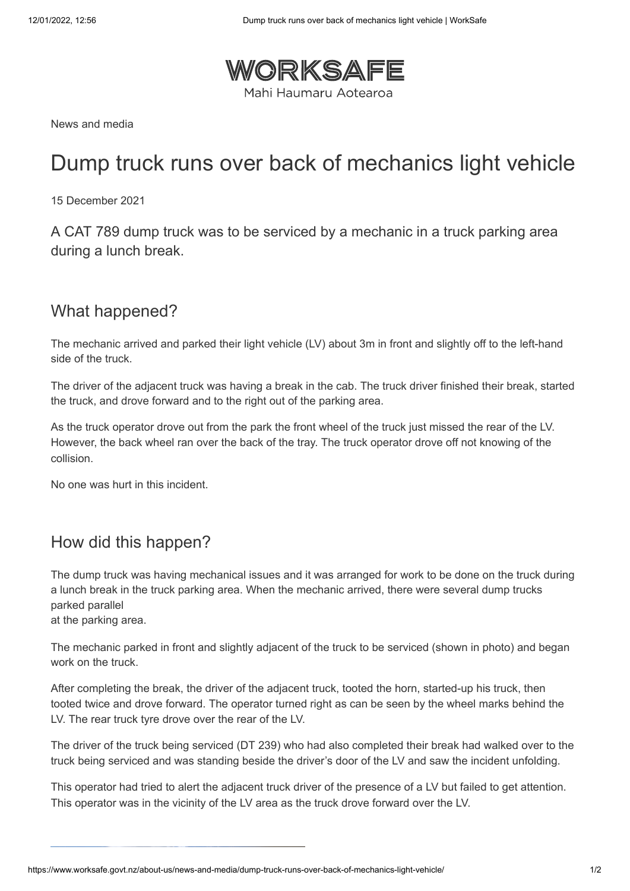WORKSAFE

Mahi Haumaru Aotearoa

News and media

# Dump truck runs over back of mechanics light vehicle

15 December 2021

A CAT 789 dump truck was to be serviced by a mechanic in a truck parking area during a lunch break.

## What happened?

The mechanic arrived and parked their light vehicle (LV) about 3m in front and slightly off to the left-hand side of the truck.

The driver of the adjacent truck was having a break in the cab. The truck driver finished their break, started the truck, and drove forward and to the right out of the parking area.

As the truck operator drove out from the park the front wheel of the truck just missed the rear of the LV. However, the back wheel ran over the back of the tray. The truck operator drove off not knowing of the collision.

No one was hurt in this incident.

## How did this happen?

The dump truck was having mechanical issues and it was arranged for work to be done on the truck during a lunch break in the truck parking area. When the mechanic arrived, there were several dump trucks parked parallel
at the parking area.

The mechanic parked in front and slightly adjacent of the truck to be serviced (shown in photo) and began work on the truck.

After completing the break, the driver of the adjacent truck, tooted the horn, started-up his truck, then tooted twice and drove forward. The operator turned right as can be seen by the wheel marks behind the LV. The rear truck tyre drove over the rear of the LV.

The driver of the truck being serviced (DT 239) who had also completed their break had walked over to the truck being serviced and was standing beside the driver's door of the LV and saw the incident unfolding.

This operator had tried to alert the adjacent truck driver of the presence of a LV but failed to get attention. This operator was in the vicinity of the LV area as the truck drove forward over the LV.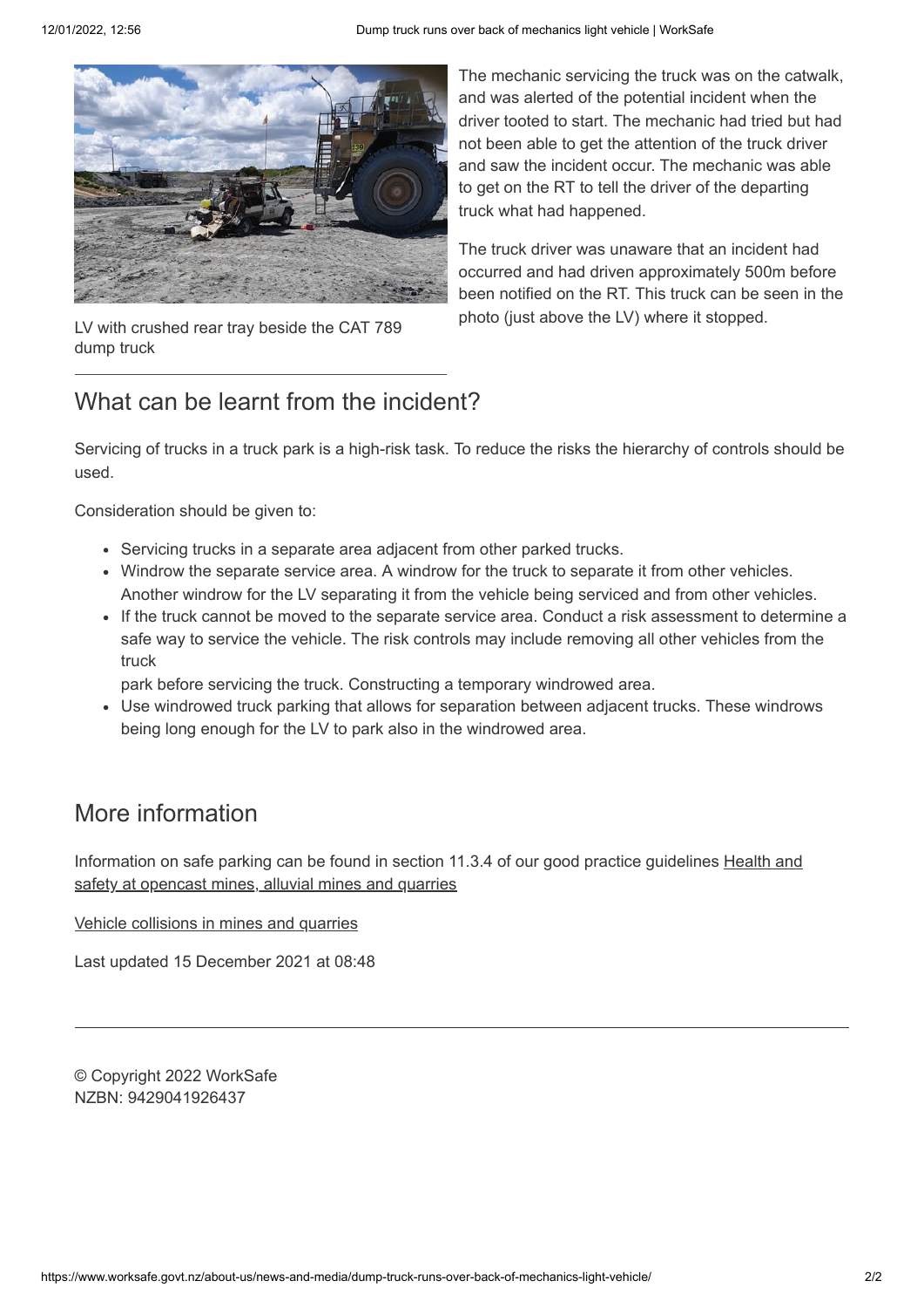LV with crushed rear tray beside the CAT 789 dump truck

The mechanic servicing the truck was on the catwalk, and was alerted of the potential incident when the driver tooted to start. The mechanic had tried but had not been able to get the attention of the truck driver and saw the incident occur. The mechanic was able to get on the RT to tell the driver of the departing truck what had happened.

The truck driver was unaware that an incident had occurred and had driven approximately 500m before been notified on the RT. This truck can be seen in the photo (just above the LV) where it stopped.

## What can be learnt from the incident?

Servicing of trucks in a truck park is a high-risk task. To reduce the risks the hierarchy of controls should be used.

Consideration should be given to:

- Servicing trucks in a separate area adjacent from other parked trucks.
- Windrow the separate service area. A windrow for the truck to separate it from other vehicles. Another windrow for the LV separating it from the vehicle being serviced and from other vehicles.
- If the truck cannot be moved to the separate service area. Conduct a risk assessment to determine a safe way to service the vehicle. The risk controls may include removing all other vehicles from the truck park before servicing the truck. Constructing a temporary windrowed area.
- Use windrowed truck parking that allows for separation between adjacent trucks. These windrows being long enough for the LV to park also in the windrowed area.

## More information

Information on safe parking can be found in section 11.3.4 of our good practice guidelines Health and safety at opencast mines, alluvial mines and quarries

Vehicle collisions in mines and quarries

Last updated 15 December 2021 at 08:48

© Copyright 2022 WorkSafe
NZBN: 9429041926437